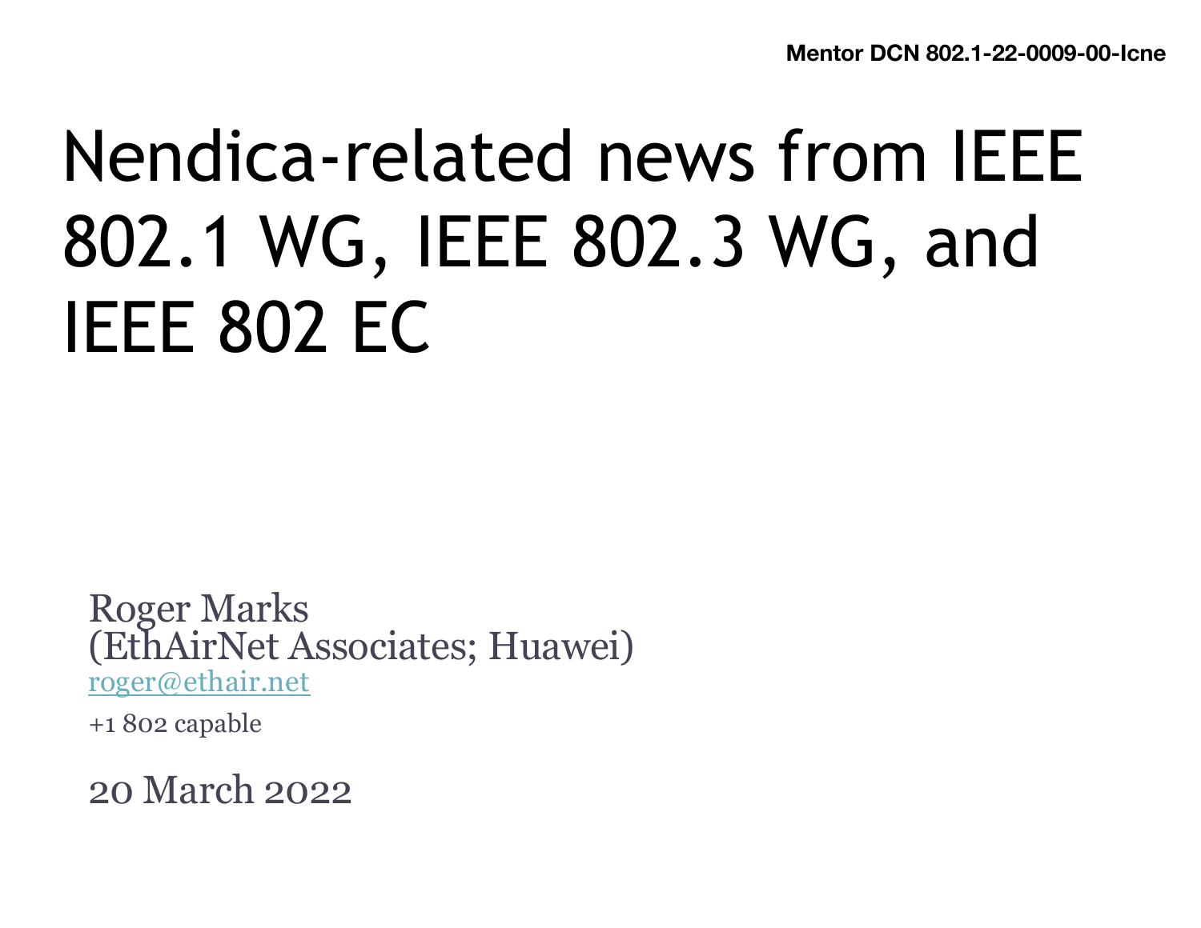Mentor DCN 802.1-22-0009-00-Icne

# Nendica-related news from IEEE 802.1 WG, IEEE 802.3 WG, and IEEE 802 EC

Roger Marks  
(EthAirNet Associates; Huawei)  
roger@ethair.net

+1 802 capable

20 March 2022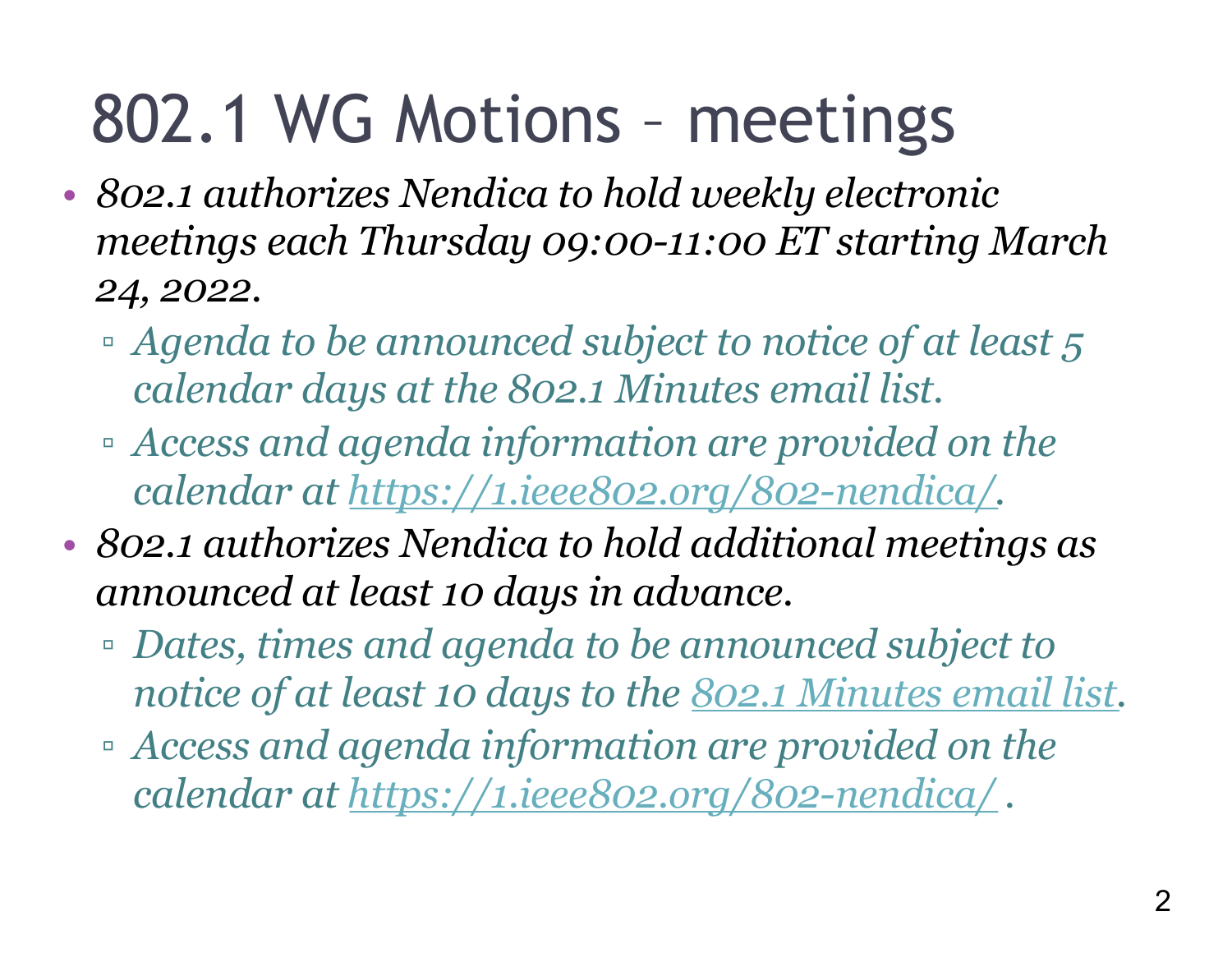# 802.1 WG Motions – meetings

- *802.1 authorizes Nendica to hold weekly electronic meetings each Thursday 09:00-11:00 ET starting March 24, 2022.*
  - *Agenda to be announced subject to notice of at least 5 calendar days at the 802.1 Minutes email list.*
  - *Access and agenda information are provided on the calendar at [https://1.ieee802.org/802-nendica/](https://1.ieee802.org/802-nendica/).*
- *802.1 authorizes Nendica to hold additional meetings as announced at least 10 days in advance.*
  - *Dates, times and agenda to be announced subject to notice of at least 10 days to the 802.1 Minutes email list.*
  - *Access and agenda information are provided on the calendar at [https://1.ieee802.org/802-nendica/](https://1.ieee802.org/802-nendica/) .*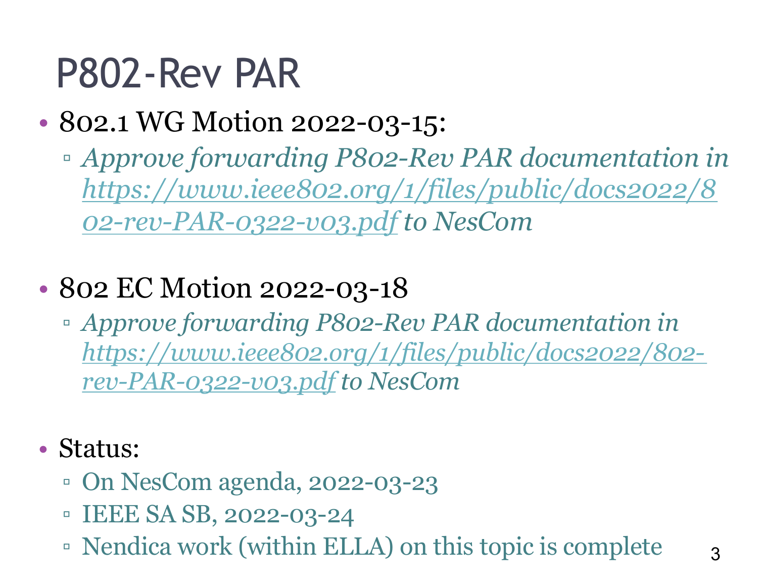# P802-Rev PAR

- 802.1 WG Motion 2022-03-15:
  - *Approve forwarding P802-Rev PAR documentation in [https://www.ieee802.org/1/files/public/docs2022/802-rev-PAR-0322-v03.pdf](https://www.ieee802.org/1/files/public/docs2022/802-rev-PAR-0322-v03.pdf) to NesCom*

- 802 EC Motion 2022-03-18
  - *Approve forwarding P802-Rev PAR documentation in [https://www.ieee802.org/1/files/public/docs2022/802-rev-PAR-0322-v03.pdf](https://www.ieee802.org/1/files/public/docs2022/802-rev-PAR-0322-v03.pdf) to NesCom*

- Status:
  - On NesCom agenda, 2022-03-23
  - IEEE SA SB, 2022-03-24
  - Nendica work (within ELLA) on this topic is complete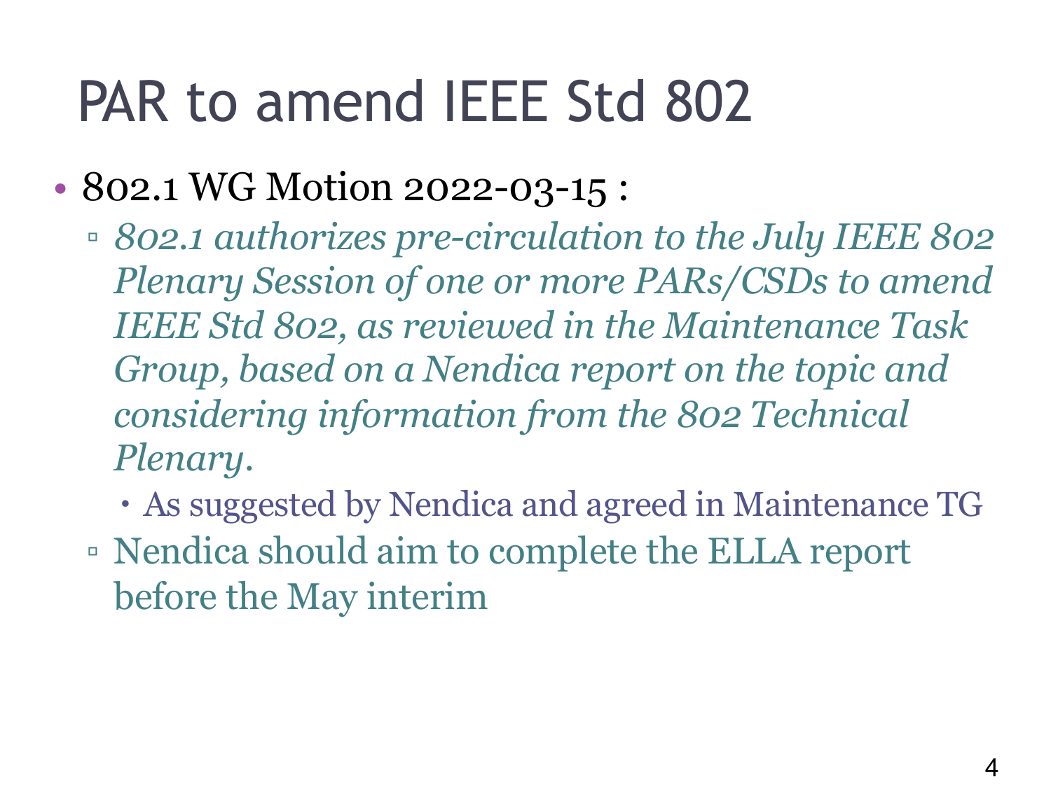# PAR to amend IEEE Std 802

- 802.1 WG Motion 2022-03-15 :
  - *802.1 authorizes pre-circulation to the July IEEE 802 Plenary Session of one or more PARs/CSDs to amend IEEE Std 802, as reviewed in the Maintenance Task Group, based on a Nendica report on the topic and considering information from the 802 Technical Plenary.*
    - As suggested by Nendica and agreed in Maintenance TG
  - Nendica should aim to complete the ELLA report before the May interim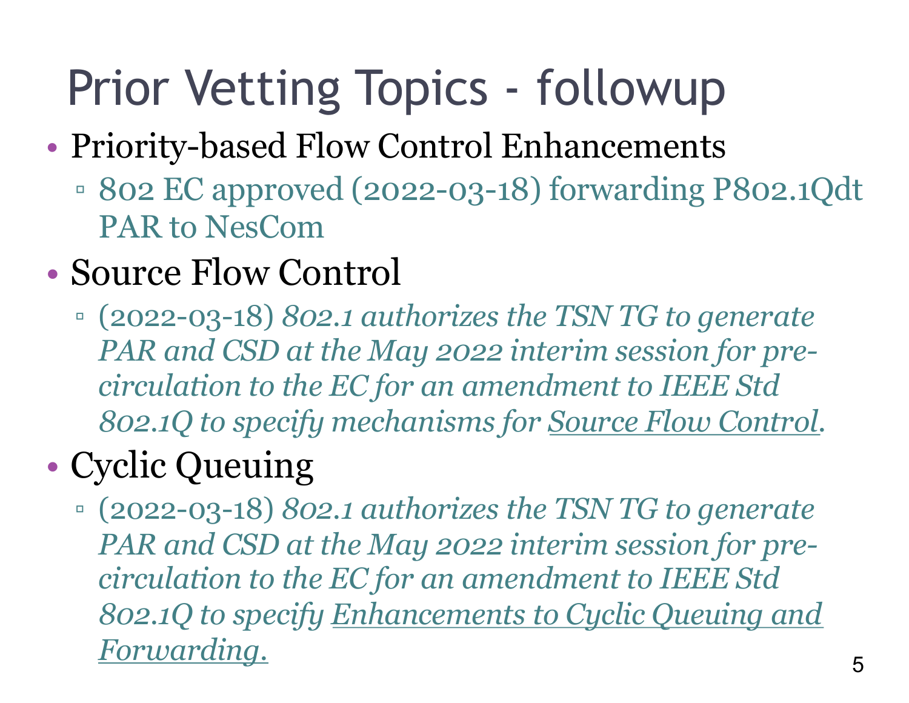# Prior Vetting Topics - followup

- Priority-based Flow Control Enhancements
  - 802 EC approved (2022-03-18) forwarding P802.1Qdt PAR to NesCom
- Source Flow Control
  - (2022-03-18) *802.1 authorizes the TSN TG to generate PAR and CSD at the May 2022 interim session for pre-circulation to the EC for an amendment to IEEE Std 802.1Q to specify mechanisms for Source Flow Control.*
- Cyclic Queuing
  - (2022-03-18) *802.1 authorizes the TSN TG to generate PAR and CSD at the May 2022 interim session for pre-circulation to the EC for an amendment to IEEE Std 802.1Q to specify Enhancements to Cyclic Queuing and Forwarding.*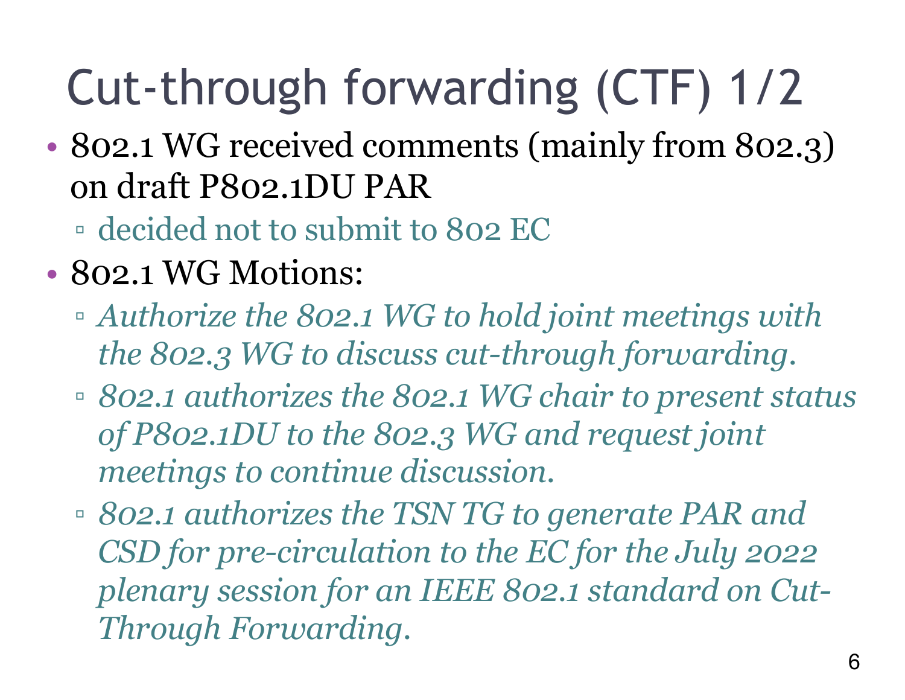# Cut-through forwarding (CTF) 1/2

- 802.1 WG received comments (mainly from 802.3) on draft P802.1DU PAR
  - decided not to submit to 802 EC
- 802.1 WG Motions:
  - *Authorize the 802.1 WG to hold joint meetings with the 802.3 WG to discuss cut-through forwarding.*
  - *802.1 authorizes the 802.1 WG chair to present status of P802.1DU to the 802.3 WG and request joint meetings to continue discussion.*
  - *802.1 authorizes the TSN TG to generate PAR and CSD for pre-circulation to the EC for the July 2022 plenary session for an IEEE 802.1 standard on Cut-Through Forwarding.*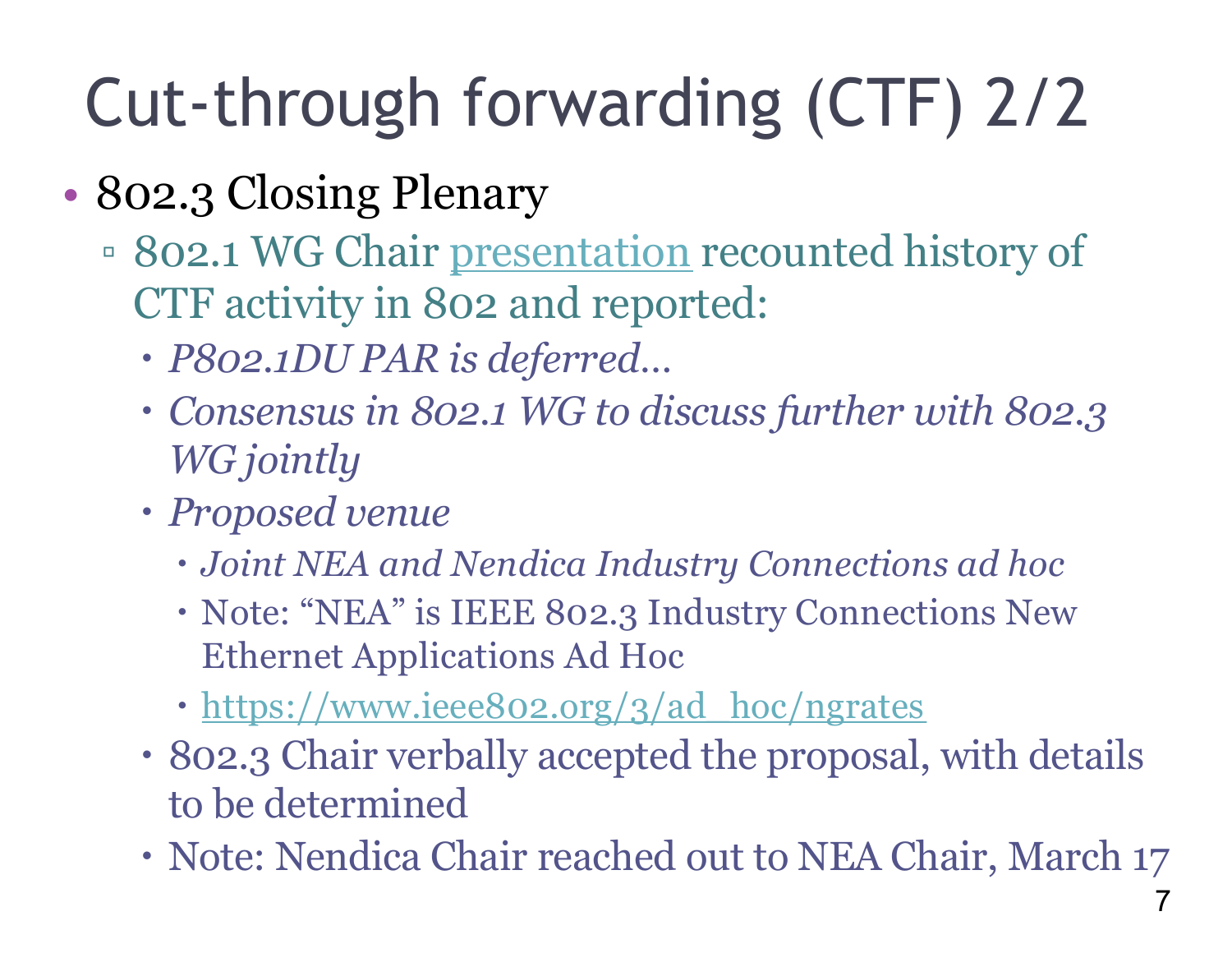# Cut-through forwarding (CTF) 2/2

- 802.3 Closing Plenary
  - 802.1 WG Chair presentation recounted history of CTF activity in 802 and reported:
    - *P802.1DU PAR is deferred…*
    - *Consensus in 802.1 WG to discuss further with 802.3 WG jointly*
    - *Proposed venue*
      - *Joint NEA and Nendica Industry Connections ad hoc*
      - Note: "NEA" is IEEE 802.3 Industry Connections New Ethernet Applications Ad Hoc
      - https://www.ieee802.org/3/ad_hoc/ngrates
    - 802.3 Chair verbally accepted the proposal, with details to be determined
    - Note: Nendica Chair reached out to NEA Chair, March 17